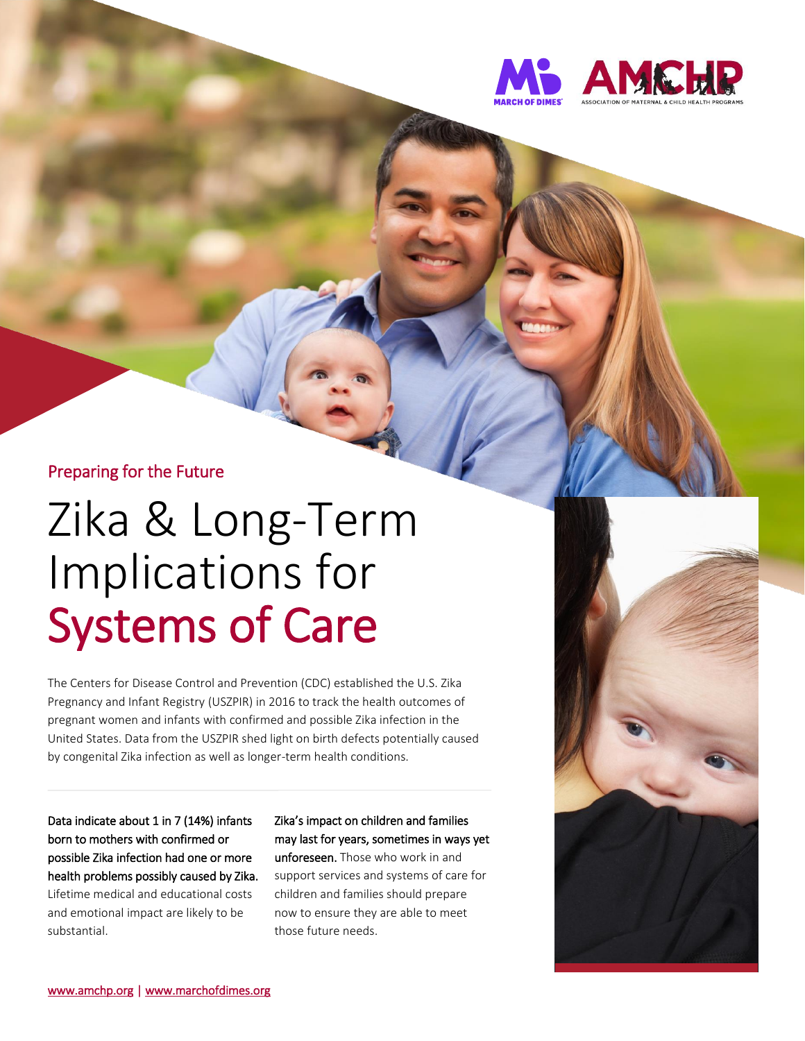Preparing for the Future

# Zika & Long-Term Implications for Systems of Care

The Centers for Disease Control and Prevention (CDC) established the U.S. Zika Pregnancy and Infant Registry (USZPIR) in 2016 to track the health outcomes of pregnant women and infants with confirmed and possible Zika infection in the United States. Data from the USZPIR shed light on birth defects potentially caused by congenital Zika infection as well as longer-term health conditions.

**Data indicate about 1 in 7 (14%) infants born to mothers with confirmed or possible Zika infection had one or more health problems possibly caused by Zika.** Lifetime medical and educational costs and emotional impact are likely to be substantial.

**Zika's impact on children and families may last for years, sometimes in ways yet unforeseen.** Those who work in and support services and systems of care for children and families should prepare now to ensure they are able to meet those future needs.

www.amchp.org | www.marchofdimes.org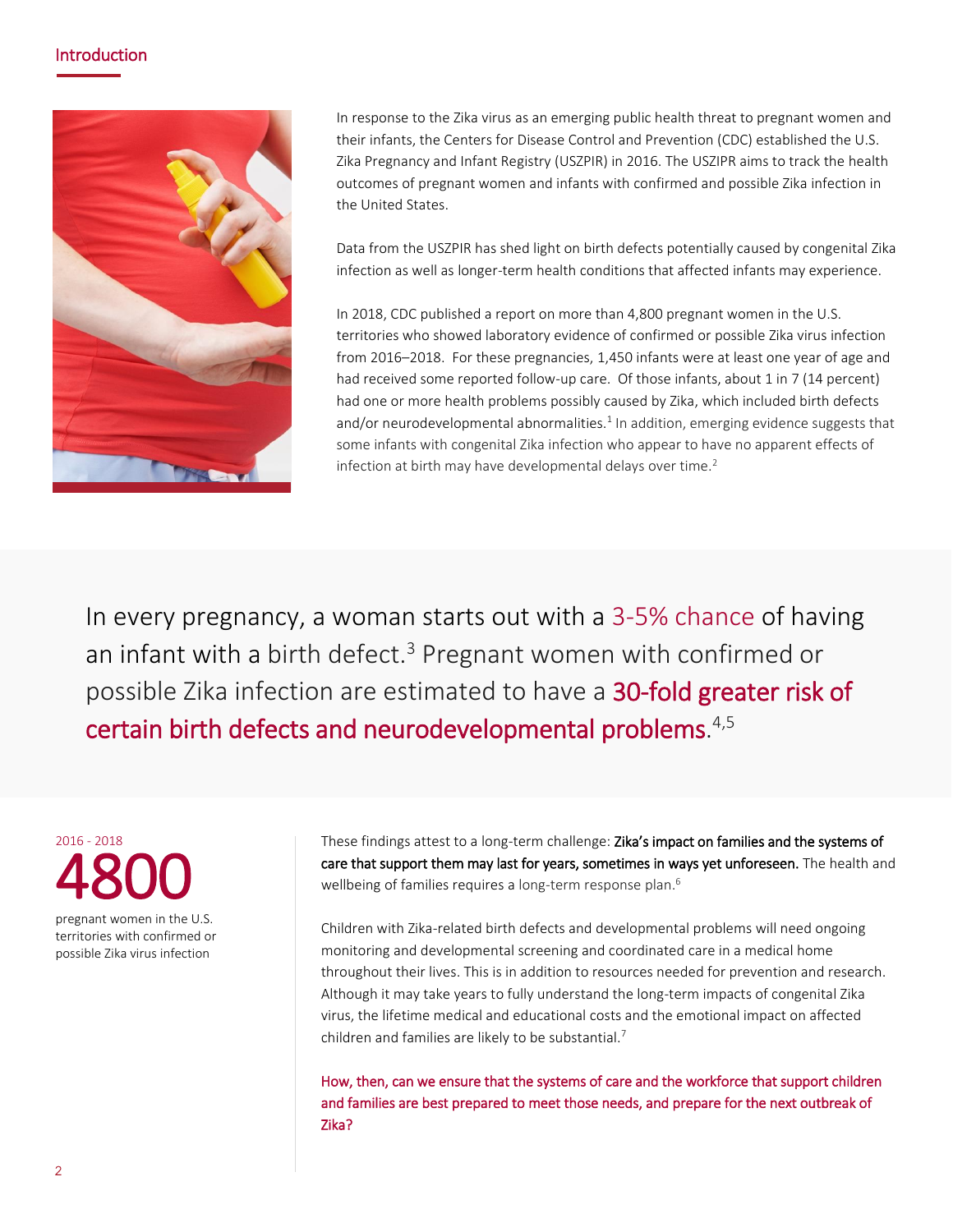## Introduction

In response to the Zika virus as an emerging public health threat to pregnant women and their infants, the Centers for Disease Control and Prevention (CDC) established the U.S. Zika Pregnancy and Infant Registry (USZPIR) in 2016. The USZIPR aims to track the health outcomes of pregnant women and infants with confirmed and possible Zika infection in the United States.

Data from the USZPIR has shed light on birth defects potentially caused by congenital Zika infection as well as longer-term health conditions that affected infants may experience.

In 2018, CDC published a report on more than 4,800 pregnant women in the U.S. territories who showed laboratory evidence of confirmed or possible Zika virus infection from 2016–2018. For these pregnancies, 1,450 infants were at least one year of age and had received some reported follow-up care. Of those infants, about 1 in 7 (14 percent) had one or more health problems possibly caused by Zika, which included birth defects and/or neurodevelopmental abnormalities.[1] In addition, emerging evidence suggests that some infants with congenital Zika infection who appear to have no apparent effects of infection at birth may have developmental delays over time.[2]

In every pregnancy, a woman starts out with a 3-5% chance of having an infant with a birth defect.[3] Pregnant women with confirmed or possible Zika infection are estimated to have a **30-fold greater risk of certain birth defects and neurodevelopmental problems**.[4,5]

2016 - 2018

**4800**

pregnant women in the U.S. territories with confirmed or possible Zika virus infection

These findings attest to a long-term challenge: **Zika's impact on families and the systems of care that support them may last for years, sometimes in ways yet unforeseen.** The health and wellbeing of families requires a long-term response plan.[6]

Children with Zika-related birth defects and developmental problems will need ongoing monitoring and developmental screening and coordinated care in a medical home throughout their lives. This is in addition to resources needed for prevention and research. Although it may take years to fully understand the long-term impacts of congenital Zika virus, the lifetime medical and educational costs and the emotional impact on affected children and families are likely to be substantial.[7]

How, then, can we ensure that the systems of care and the workforce that support children and families are best prepared to meet those needs, and prepare for the next outbreak of Zika?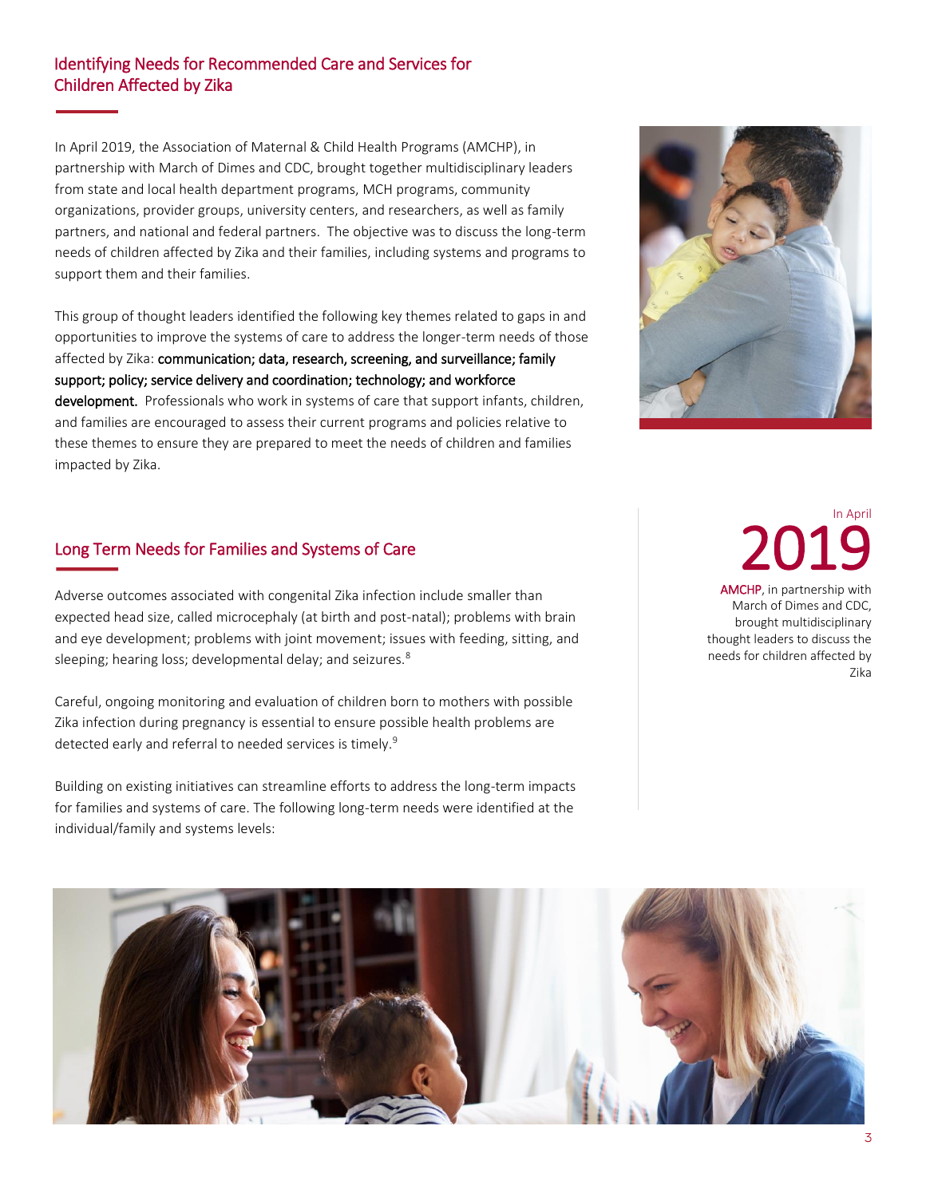## Identifying Needs for Recommended Care and Services for Children Affected by Zika

In April 2019, the Association of Maternal & Child Health Programs (AMCHP), in partnership with March of Dimes and CDC, brought together multidisciplinary leaders from state and local health department programs, MCH programs, community organizations, provider groups, university centers, and researchers, as well as family partners, and national and federal partners. The objective was to discuss the long-term needs of children affected by Zika and their families, including systems and programs to support them and their families.

This group of thought leaders identified the following key themes related to gaps in and opportunities to improve the systems of care to address the longer-term needs of those affected by Zika: **communication; data, research, screening, and surveillance; family support; policy; service delivery and coordination; technology; and workforce development.** Professionals who work in systems of care that support infants, children, and families are encouraged to assess their current programs and policies relative to these themes to ensure they are prepared to meet the needs of children and families impacted by Zika.

In April **2019**

AMCHP, in partnership with March of Dimes and CDC, brought multidisciplinary thought leaders to discuss the needs for children affected by Zika

## Long Term Needs for Families and Systems of Care

Adverse outcomes associated with congenital Zika infection include smaller than expected head size, called microcephaly (at birth and post-natal); problems with brain and eye development; problems with joint movement; issues with feeding, sitting, and sleeping; hearing loss; developmental delay; and seizures.[8]

Careful, ongoing monitoring and evaluation of children born to mothers with possible Zika infection during pregnancy is essential to ensure possible health problems are detected early and referral to needed services is timely.[9]

Building on existing initiatives can streamline efforts to address the long-term impacts for families and systems of care. The following long-term needs were identified at the individual/family and systems levels: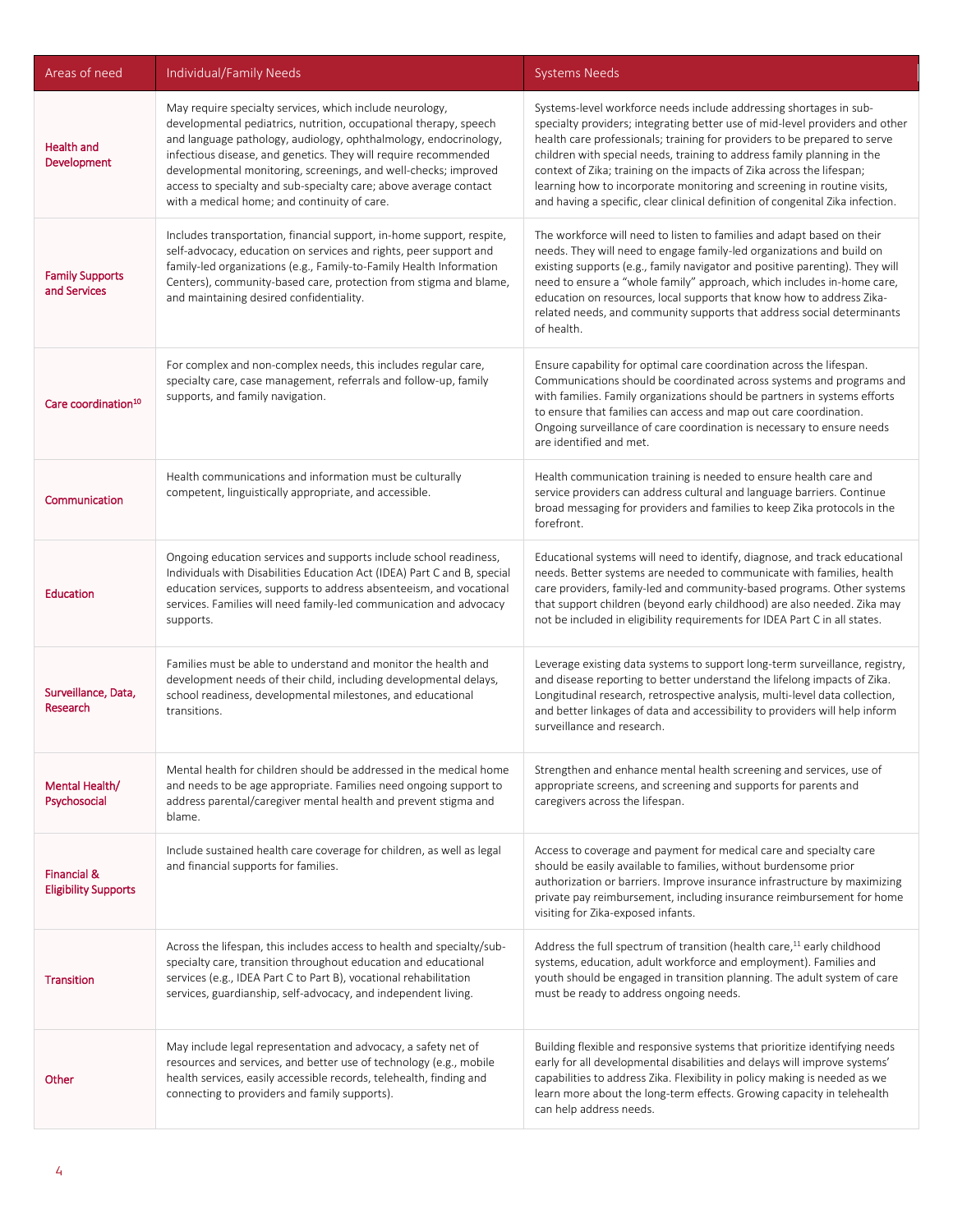| Areas of need | Individual/Family Needs | Systems Needs |
|---|---|---|
| Health and Development | May require specialty services, which include neurology, developmental pediatrics, nutrition, occupational therapy, speech and language pathology, audiology, ophthalmology, endocrinology, infectious disease, and genetics. They will require recommended developmental monitoring, screenings, and well-checks; improved access to specialty and sub-specialty care; above average contact with a medical home; and continuity of care. | Systems-level workforce needs include addressing shortages in sub-specialty providers; integrating better use of mid-level providers and other health care professionals; training for providers to be prepared to serve children with special needs, training to address family planning in the context of Zika; training on the impacts of Zika across the lifespan; learning how to incorporate monitoring and screening in routine visits, and having a specific, clear clinical definition of congenital Zika infection. |
| Family Supports and Services | Includes transportation, financial support, in-home support, respite, self-advocacy, education on services and rights, peer support and family-led organizations (e.g., Family-to-Family Health Information Centers), community-based care, protection from stigma and blame, and maintaining desired confidentiality. | The workforce will need to listen to families and adapt based on their needs. They will need to engage family-led organizations and build on existing supports (e.g., family navigator and positive parenting). They will need to ensure a "whole family" approach, which includes in-home care, education on resources, local supports that know how to address Zika-related needs, and community supports that address social determinants of health. |
| Care coordination[10] | For complex and non-complex needs, this includes regular care, specialty care, case management, referrals and follow-up, family supports, and family navigation. | Ensure capability for optimal care coordination across the lifespan. Communications should be coordinated across systems and programs and with families. Family organizations should be partners in systems efforts to ensure that families can access and map out care coordination. Ongoing surveillance of care coordination is necessary to ensure needs are identified and met. |
| Communication | Health communications and information must be culturally competent, linguistically appropriate, and accessible. | Health communication training is needed to ensure health care and service providers can address cultural and language barriers. Continue broad messaging for providers and families to keep Zika protocols in the forefront. |
| Education | Ongoing education services and supports include school readiness, Individuals with Disabilities Education Act (IDEA) Part C and B, special education services, supports to address absenteeism, and vocational services. Families will need family-led communication and advocacy supports. | Educational systems will need to identify, diagnose, and track educational needs. Better systems are needed to communicate with families, health care providers, family-led and community-based programs. Other systems that support children (beyond early childhood) are also needed. Zika may not be included in eligibility requirements for IDEA Part C in all states. |
| Surveillance, Data, Research | Families must be able to understand and monitor the health and development needs of their child, including developmental delays, school readiness, developmental milestones, and educational transitions. | Leverage existing data systems to support long-term surveillance, registry, and disease reporting to better understand the lifelong impacts of Zika. Longitudinal research, retrospective analysis, multi-level data collection, and better linkages of data and accessibility to providers will help inform surveillance and research. |
| Mental Health/ Psychosocial | Mental health for children should be addressed in the medical home and needs to be age appropriate. Families need ongoing support to address parental/caregiver mental health and prevent stigma and blame. | Strengthen and enhance mental health screening and services, use of appropriate screens, and screening and supports for parents and caregivers across the lifespan. |
| Financial & Eligibility Supports | Include sustained health care coverage for children, as well as legal and financial supports for families. | Access to coverage and payment for medical care and specialty care should be easily available to families, without burdensome prior authorization or barriers. Improve insurance infrastructure by maximizing private pay reimbursement, including insurance reimbursement for home visiting for Zika-exposed infants. |
| Transition | Across the lifespan, this includes access to health and specialty/sub-specialty care, transition throughout education and educational services (e.g., IDEA Part C to Part B), vocational rehabilitation services, guardianship, self-advocacy, and independent living. | Address the full spectrum of transition (health care,[11] early childhood systems, education, adult workforce and employment). Families and youth should be engaged in transition planning. The adult system of care must be ready to address ongoing needs. |
| Other | May include legal representation and advocacy, a safety net of resources and services, and better use of technology (e.g., mobile health services, easily accessible records, telehealth, finding and connecting to providers and family supports). | Building flexible and responsive systems that prioritize identifying needs early for all developmental disabilities and delays will improve systems' capabilities to address Zika. Flexibility in policy making is needed as we learn more about the long-term effects. Growing capacity in telehealth can help address needs. |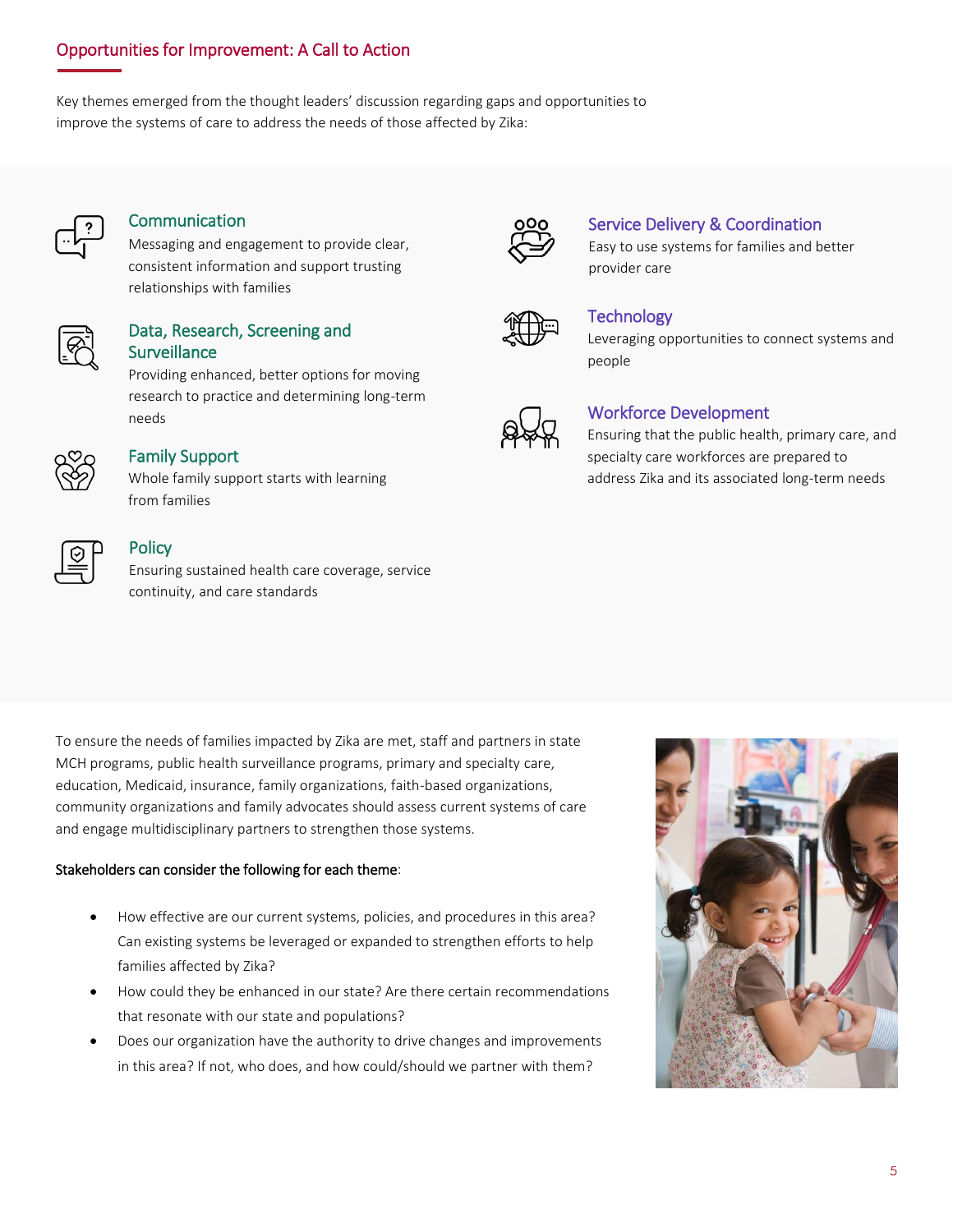## Opportunities for Improvement: A Call to Action

Key themes emerged from the thought leaders' discussion regarding gaps and opportunities to improve the systems of care to address the needs of those affected by Zika:

### Communication

Messaging and engagement to provide clear, consistent information and support trusting relationships with families

### Data, Research, Screening and Surveillance

Providing enhanced, better options for moving research to practice and determining long-term needs

### Family Support

Whole family support starts with learning from families

### Policy

Ensuring sustained health care coverage, service continuity, and care standards

### Service Delivery & Coordination

Easy to use systems for families and better provider care

### Technology

Leveraging opportunities to connect systems and people

### Workforce Development

Ensuring that the public health, primary care, and specialty care workforces are prepared to address Zika and its associated long-term needs

To ensure the needs of families impacted by Zika are met, staff and partners in state MCH programs, public health surveillance programs, primary and specialty care, education, Medicaid, insurance, family organizations, faith-based organizations, community organizations and family advocates should assess current systems of care and engage multidisciplinary partners to strengthen those systems.

Stakeholders can consider the following for each theme:

- How effective are our current systems, policies, and procedures in this area? Can existing systems be leveraged or expanded to strengthen efforts to help families affected by Zika?
- How could they be enhanced in our state? Are there certain recommendations that resonate with our state and populations?
- Does our organization have the authority to drive changes and improvements in this area? If not, who does, and how could/should we partner with them?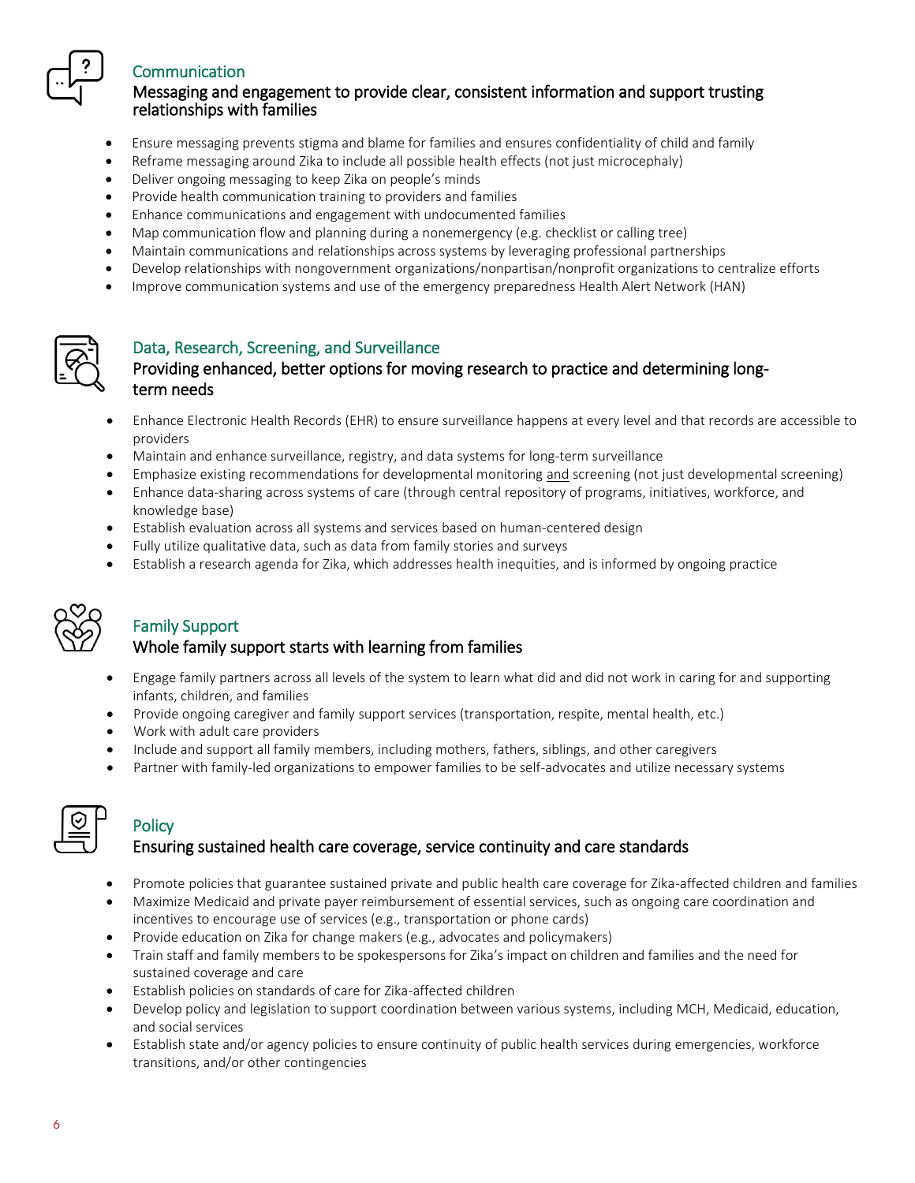## Communication

### Messaging and engagement to provide clear, consistent information and support trusting relationships with families

- Ensure messaging prevents stigma and blame for families and ensures confidentiality of child and family
- Reframe messaging around Zika to include all possible health effects (not just microcephaly)
- Deliver ongoing messaging to keep Zika on people's minds
- Provide health communication training to providers and families
- Enhance communications and engagement with undocumented families
- Map communication flow and planning during a nonemergency (e.g. checklist or calling tree)
- Maintain communications and relationships across systems by leveraging professional partnerships
- Develop relationships with nongovernment organizations/nonpartisan/nonprofit organizations to centralize efforts
- Improve communication systems and use of the emergency preparedness Health Alert Network (HAN)

## Data, Research, Screening, and Surveillance

### Providing enhanced, better options for moving research to practice and determining long-term needs

- Enhance Electronic Health Records (EHR) to ensure surveillance happens at every level and that records are accessible to providers
- Maintain and enhance surveillance, registry, and data systems for long-term surveillance
- Emphasize existing recommendations for developmental monitoring and screening (not just developmental screening)
- Enhance data-sharing across systems of care (through central repository of programs, initiatives, workforce, and knowledge base)
- Establish evaluation across all systems and services based on human-centered design
- Fully utilize qualitative data, such as data from family stories and surveys
- Establish a research agenda for Zika, which addresses health inequities, and is informed by ongoing practice

## Family Support

### Whole family support starts with learning from families

- Engage family partners across all levels of the system to learn what did and did not work in caring for and supporting infants, children, and families
- Provide ongoing caregiver and family support services (transportation, respite, mental health, etc.)
- Work with adult care providers
- Include and support all family members, including mothers, fathers, siblings, and other caregivers
- Partner with family-led organizations to empower families to be self-advocates and utilize necessary systems

## Policy

### Ensuring sustained health care coverage, service continuity and care standards

- Promote policies that guarantee sustained private and public health care coverage for Zika-affected children and families
- Maximize Medicaid and private payer reimbursement of essential services, such as ongoing care coordination and incentives to encourage use of services (e.g., transportation or phone cards)
- Provide education on Zika for change makers (e.g., advocates and policymakers)
- Train staff and family members to be spokespersons for Zika's impact on children and families and the need for sustained coverage and care
- Establish policies on standards of care for Zika-affected children
- Develop policy and legislation to support coordination between various systems, including MCH, Medicaid, education, and social services
- Establish state and/or agency policies to ensure continuity of public health services during emergencies, workforce transitions, and/or other contingencies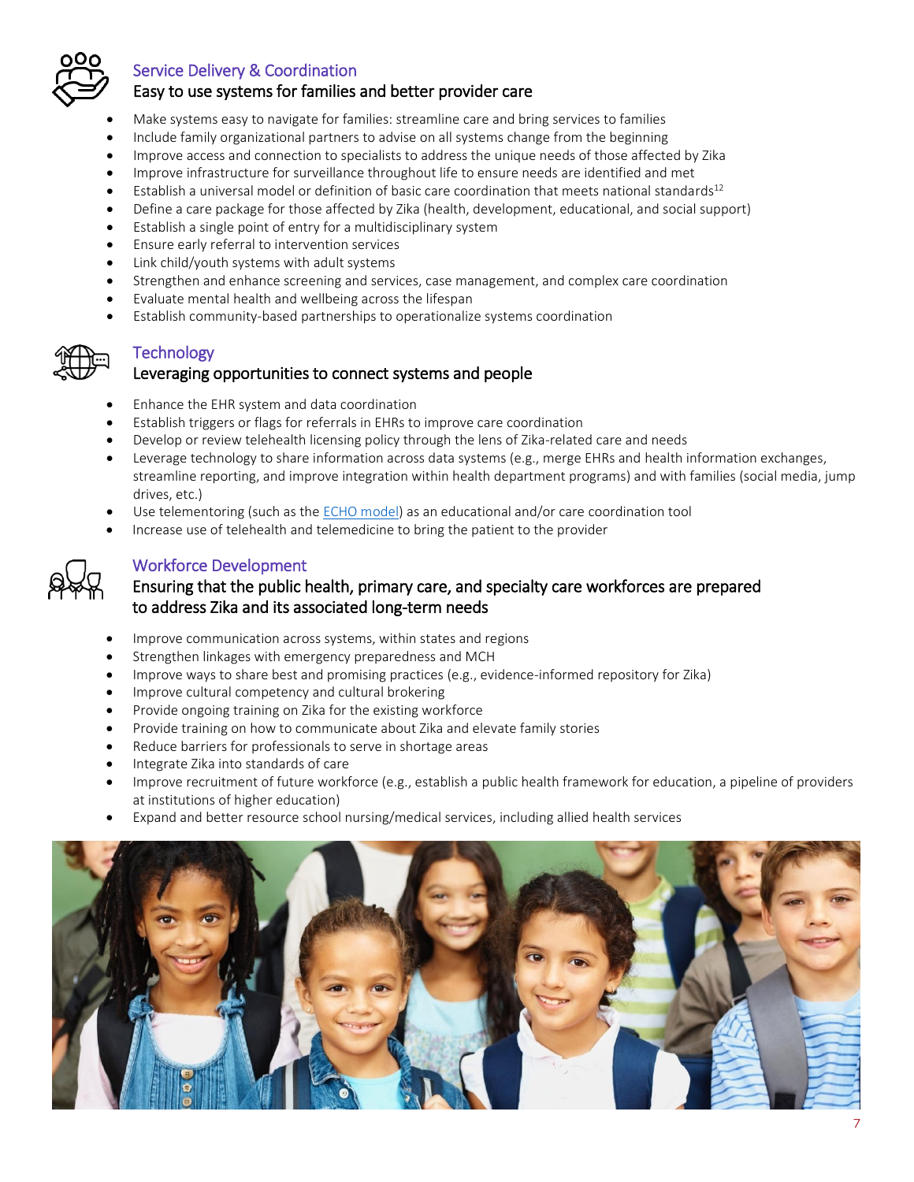## Service Delivery & Coordination

### Easy to use systems for families and better provider care

- Make systems easy to navigate for families: streamline care and bring services to families
- Include family organizational partners to advise on all systems change from the beginning
- Improve access and connection to specialists to address the unique needs of those affected by Zika
- Improve infrastructure for surveillance throughout life to ensure needs are identified and met
- Establish a universal model or definition of basic care coordination that meets national standards[12]
- Define a care package for those affected by Zika (health, development, educational, and social support)
- Establish a single point of entry for a multidisciplinary system
- Ensure early referral to intervention services
- Link child/youth systems with adult systems
- Strengthen and enhance screening and services, case management, and complex care coordination
- Evaluate mental health and wellbeing across the lifespan
- Establish community-based partnerships to operationalize systems coordination

## Technology

### Leveraging opportunities to connect systems and people

- Enhance the EHR system and data coordination
- Establish triggers or flags for referrals in EHRs to improve care coordination
- Develop or review telehealth licensing policy through the lens of Zika-related care and needs
- Leverage technology to share information across data systems (e.g., merge EHRs and health information exchanges, streamline reporting, and improve integration within health department programs) and with families (social media, jump drives, etc.)
- Use telementoring (such as the ECHO model) as an educational and/or care coordination tool
- Increase use of telehealth and telemedicine to bring the patient to the provider

## Workforce Development

### Ensuring that the public health, primary care, and specialty care workforces are prepared to address Zika and its associated long-term needs

- Improve communication across systems, within states and regions
- Strengthen linkages with emergency preparedness and MCH
- Improve ways to share best and promising practices (e.g., evidence-informed repository for Zika)
- Improve cultural competency and cultural brokering
- Provide ongoing training on Zika for the existing workforce
- Provide training on how to communicate about Zika and elevate family stories
- Reduce barriers for professionals to serve in shortage areas
- Integrate Zika into standards of care
- Improve recruitment of future workforce (e.g., establish a public health framework for education, a pipeline of providers at institutions of higher education)
- Expand and better resource school nursing/medical services, including allied health services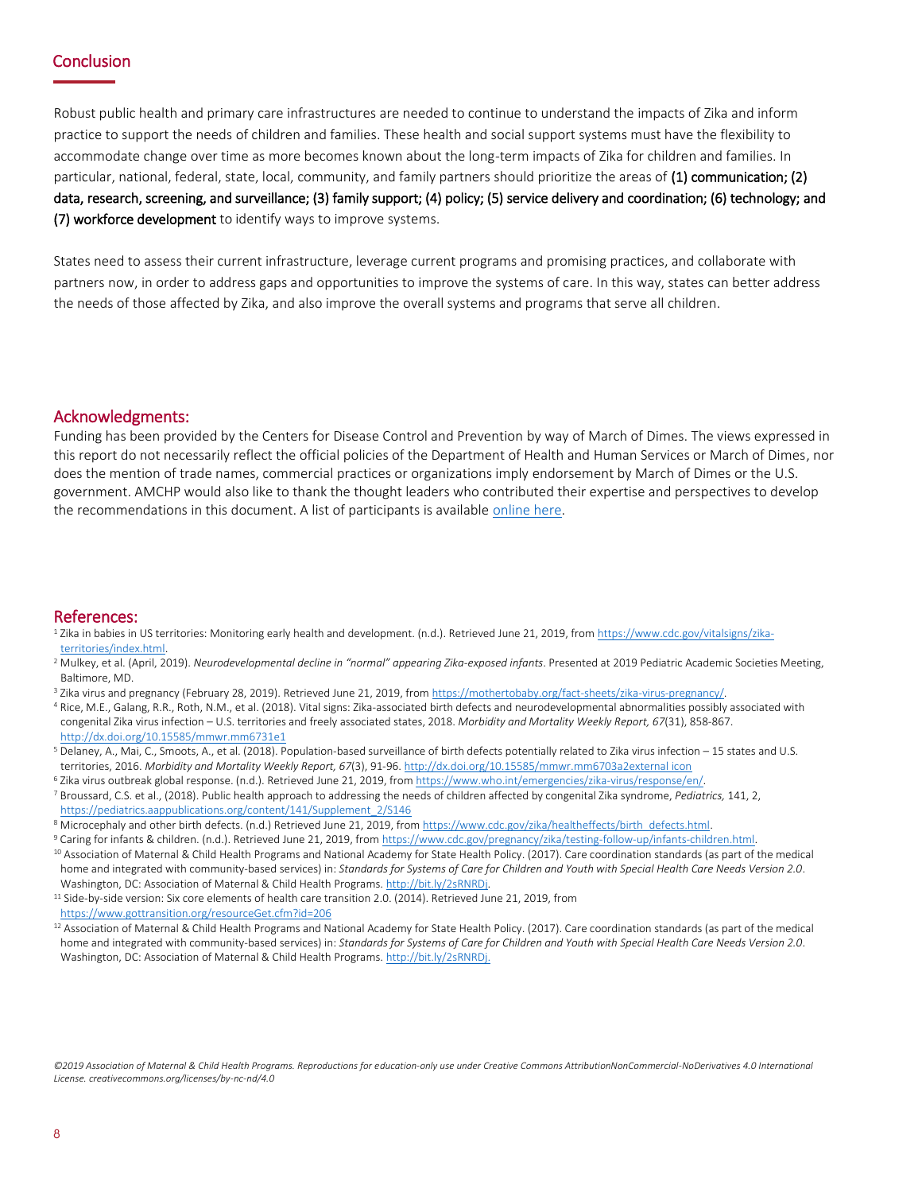## Conclusion

Robust public health and primary care infrastructures are needed to continue to understand the impacts of Zika and inform practice to support the needs of children and families. These health and social support systems must have the flexibility to accommodate change over time as more becomes known about the long-term impacts of Zika for children and families. In particular, national, federal, state, local, community, and family partners should prioritize the areas of **(1) communication; (2) data, research, screening, and surveillance; (3) family support; (4) policy; (5) service delivery and coordination; (6) technology; and (7) workforce development** to identify ways to improve systems.

States need to assess their current infrastructure, leverage current programs and promising practices, and collaborate with partners now, in order to address gaps and opportunities to improve the systems of care. In this way, states can better address the needs of those affected by Zika, and also improve the overall systems and programs that serve all children.

## Acknowledgments:

Funding has been provided by the Centers for Disease Control and Prevention by way of March of Dimes. The views expressed in this report do not necessarily reflect the official policies of the Department of Health and Human Services or March of Dimes, nor does the mention of trade names, commercial practices or organizations imply endorsement by March of Dimes or the U.S. government. AMCHP would also like to thank the thought leaders who contributed their expertise and perspectives to develop the recommendations in this document. A list of participants is available online here.

## References:

[1] Zika in babies in US territories: Monitoring early health and development. (n.d.). Retrieved June 21, 2019, from https://www.cdc.gov/vitalsigns/zika-territories/index.html.

[2] Mulkey, et al. (April, 2019). *Neurodevelopmental decline in "normal" appearing Zika-exposed infants*. Presented at 2019 Pediatric Academic Societies Meeting, Baltimore, MD.

[3] Zika virus and pregnancy (February 28, 2019). Retrieved June 21, 2019, from https://mothertobaby.org/fact-sheets/zika-virus-pregnancy/.

[4] Rice, M.E., Galang, R.R., Roth, N.M., et al. (2018). Vital signs: Zika-associated birth defects and neurodevelopmental abnormalities possibly associated with congenital Zika virus infection – U.S. territories and freely associated states, 2018. *Morbidity and Mortality Weekly Report, 67*(31), 858-867. http://dx.doi.org/10.15585/mmwr.mm6731e1

[5] Delaney, A., Mai, C., Smoots, A., et al. (2018). Population-based surveillance of birth defects potentially related to Zika virus infection – 15 states and U.S. territories, 2016. *Morbidity and Mortality Weekly Report, 67*(3), 91-96. http://dx.doi.org/10.15585/mmwr.mm6703a2external icon

[6] Zika virus outbreak global response. (n.d.). Retrieved June 21, 2019, from https://www.who.int/emergencies/zika-virus/response/en/.

[7] Broussard, C.S. et al., (2018). Public health approach to addressing the needs of children affected by congenital Zika syndrome, *Pediatrics,* 141, 2, https://pediatrics.aappublications.org/content/141/Supplement_2/S146

[8] Microcephaly and other birth defects. (n.d.) Retrieved June 21, 2019, from https://www.cdc.gov/zika/healtheffects/birth_defects.html.

[9] Caring for infants & children. (n.d.). Retrieved June 21, 2019, from https://www.cdc.gov/pregnancy/zika/testing-follow-up/infants-children.html.

[10] Association of Maternal & Child Health Programs and National Academy for State Health Policy. (2017). Care coordination standards (as part of the medical home and integrated with community-based services) in: *Standards for Systems of Care for Children and Youth with Special Health Care Needs Version 2.0*. Washington, DC: Association of Maternal & Child Health Programs. http://bit.ly/2sRNRDj.

[11] Side-by-side version: Six core elements of health care transition 2.0. (2014). Retrieved June 21, 2019, from https://www.gottransition.org/resourceGet.cfm?id=206

[12] Association of Maternal & Child Health Programs and National Academy for State Health Policy. (2017). Care coordination standards (as part of the medical home and integrated with community-based services) in: *Standards for Systems of Care for Children and Youth with Special Health Care Needs Version 2.0*. Washington, DC: Association of Maternal & Child Health Programs. http://bit.ly/2sRNRDj.

*©2019 Association of Maternal & Child Health Programs. Reproductions for education-only use under Creative Commons AttributionNonCommercial-NoDerivatives 4.0 International License. creativecommons.org/licenses/by-nc-nd/4.0*